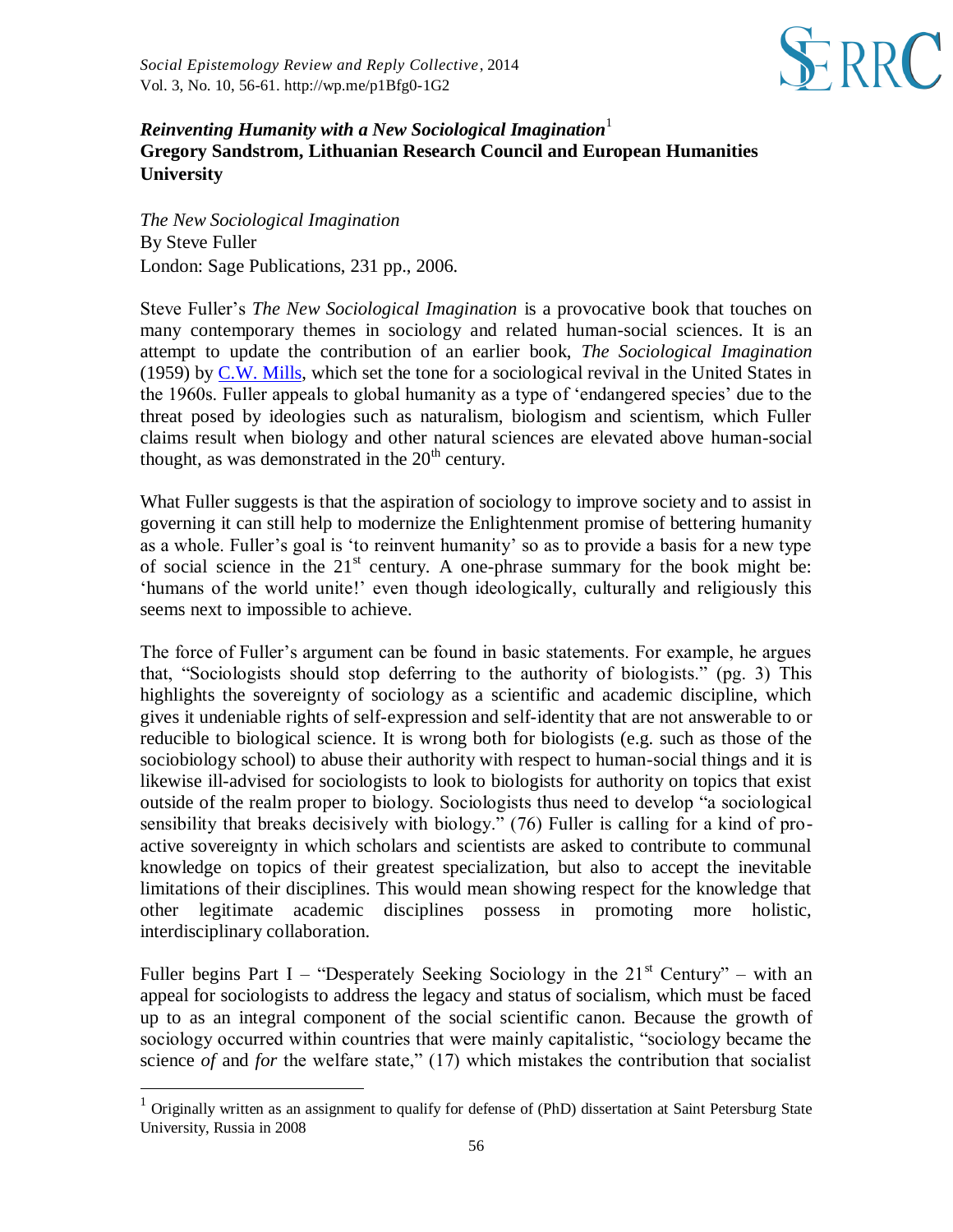*Reinventing Humanity with a New Sociological Imagination*[1]
**Gregory Sandstrom, Lithuanian Research Council and European Humanities University**

*The New Sociological Imagination*
By Steve Fuller
London: Sage Publications, 231 pp., 2006.

Steve Fuller's *The New Sociological Imagination* is a provocative book that touches on many contemporary themes in sociology and related human-social sciences. It is an attempt to update the contribution of an earlier book, *The Sociological Imagination* (1959) by C.W. Mills, which set the tone for a sociological revival in the United States in the 1960s. Fuller appeals to global humanity as a type of 'endangered species' due to the threat posed by ideologies such as naturalism, biologism and scientism, which Fuller claims result when biology and other natural sciences are elevated above human-social thought, as was demonstrated in the 20th century.

What Fuller suggests is that the aspiration of sociology to improve society and to assist in governing it can still help to modernize the Enlightenment promise of bettering humanity as a whole. Fuller's goal is 'to reinvent humanity' so as to provide a basis for a new type of social science in the 21st century. A one-phrase summary for the book might be: 'humans of the world unite!' even though ideologically, culturally and religiously this seems next to impossible to achieve.

The force of Fuller's argument can be found in basic statements. For example, he argues that, "Sociologists should stop deferring to the authority of biologists." (pg. 3) This highlights the sovereignty of sociology as a scientific and academic discipline, which gives it undeniable rights of self-expression and self-identity that are not answerable to or reducible to biological science. It is wrong both for biologists (e.g. such as those of the sociobiology school) to abuse their authority with respect to human-social things and it is likewise ill-advised for sociologists to look to biologists for authority on topics that exist outside of the realm proper to biology. Sociologists thus need to develop "a sociological sensibility that breaks decisively with biology." (76) Fuller is calling for a kind of pro-active sovereignty in which scholars and scientists are asked to contribute to communal knowledge on topics of their greatest specialization, but also to accept the inevitable limitations of their disciplines. This would mean showing respect for the knowledge that other legitimate academic disciplines possess in promoting more holistic, interdisciplinary collaboration.

Fuller begins Part I – "Desperately Seeking Sociology in the 21st Century" – with an appeal for sociologists to address the legacy and status of socialism, which must be faced up to as an integral component of the social scientific canon. Because the growth of sociology occurred within countries that were mainly capitalistic, "sociology became the science *of* and *for* the welfare state," (17) which mistakes the contribution that socialist

[1] Originally written as an assignment to qualify for defense of (PhD) dissertation at Saint Petersburg State University, Russia in 2008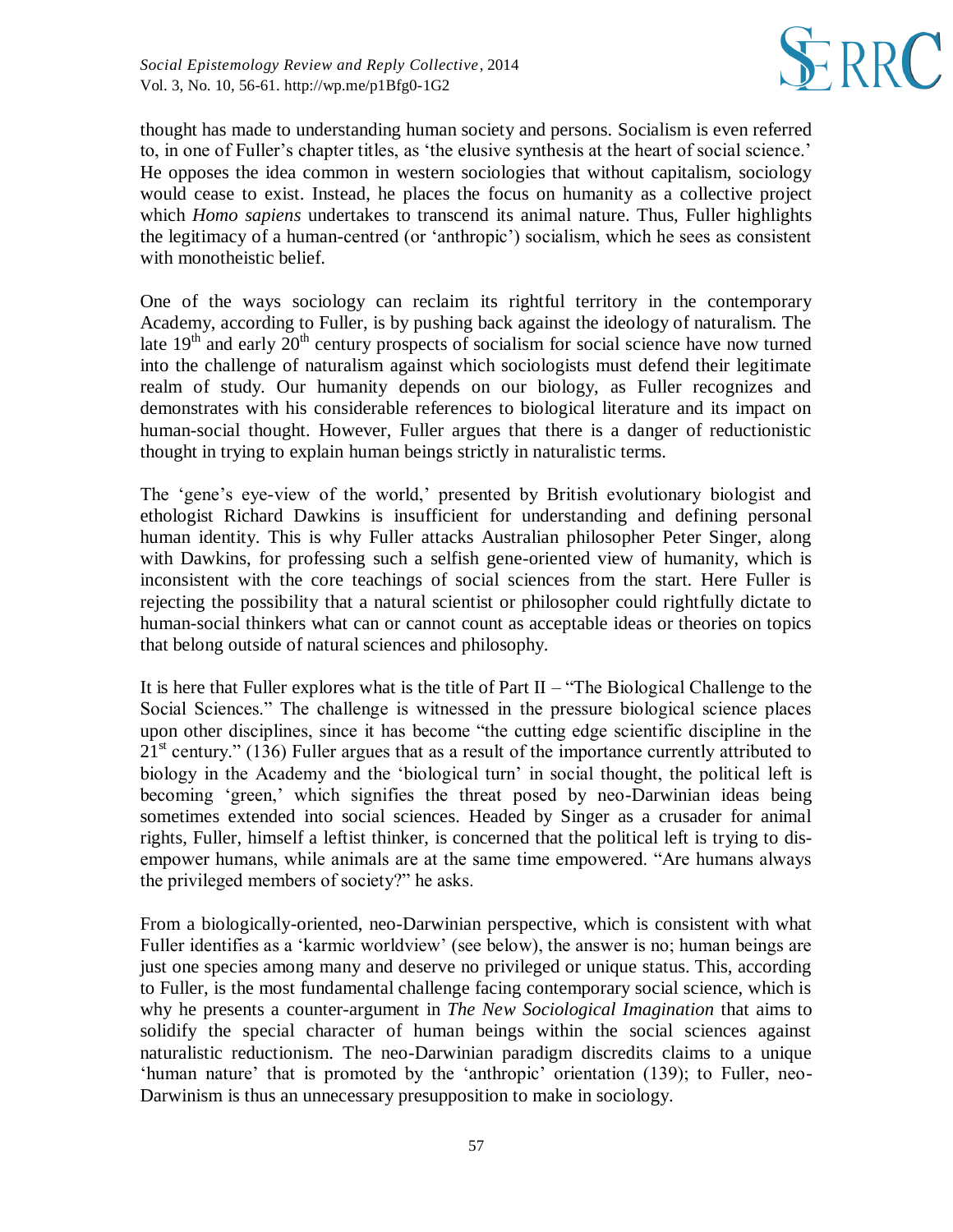thought has made to understanding human society and persons. Socialism is even referred to, in one of Fuller's chapter titles, as 'the elusive synthesis at the heart of social science.' He opposes the idea common in western sociologies that without capitalism, sociology would cease to exist. Instead, he places the focus on humanity as a collective project which *Homo sapiens* undertakes to transcend its animal nature. Thus, Fuller highlights the legitimacy of a human-centred (or 'anthropic') socialism, which he sees as consistent with monotheistic belief.

One of the ways sociology can reclaim its rightful territory in the contemporary Academy, according to Fuller, is by pushing back against the ideology of naturalism. The late 19th and early 20th century prospects of socialism for social science have now turned into the challenge of naturalism against which sociologists must defend their legitimate realm of study. Our humanity depends on our biology, as Fuller recognizes and demonstrates with his considerable references to biological literature and its impact on human-social thought. However, Fuller argues that there is a danger of reductionistic thought in trying to explain human beings strictly in naturalistic terms.

The 'gene's eye-view of the world,' presented by British evolutionary biologist and ethologist Richard Dawkins is insufficient for understanding and defining personal human identity. This is why Fuller attacks Australian philosopher Peter Singer, along with Dawkins, for professing such a selfish gene-oriented view of humanity, which is inconsistent with the core teachings of social sciences from the start. Here Fuller is rejecting the possibility that a natural scientist or philosopher could rightfully dictate to human-social thinkers what can or cannot count as acceptable ideas or theories on topics that belong outside of natural sciences and philosophy.

It is here that Fuller explores what is the title of Part II – "The Biological Challenge to the Social Sciences." The challenge is witnessed in the pressure biological science places upon other disciplines, since it has become "the cutting edge scientific discipline in the 21st century." (136) Fuller argues that as a result of the importance currently attributed to biology in the Academy and the 'biological turn' in social thought, the political left is becoming 'green,' which signifies the threat posed by neo-Darwinian ideas being sometimes extended into social sciences. Headed by Singer as a crusader for animal rights, Fuller, himself a leftist thinker, is concerned that the political left is trying to dis-empower humans, while animals are at the same time empowered. "Are humans always the privileged members of society?" he asks.

From a biologically-oriented, neo-Darwinian perspective, which is consistent with what Fuller identifies as a 'karmic worldview' (see below), the answer is no; human beings are just one species among many and deserve no privileged or unique status. This, according to Fuller, is the most fundamental challenge facing contemporary social science, which is why he presents a counter-argument in *The New Sociological Imagination* that aims to solidify the special character of human beings within the social sciences against naturalistic reductionism. The neo-Darwinian paradigm discredits claims to a unique 'human nature' that is promoted by the 'anthropic' orientation (139); to Fuller, neo-Darwinism is thus an unnecessary presupposition to make in sociology.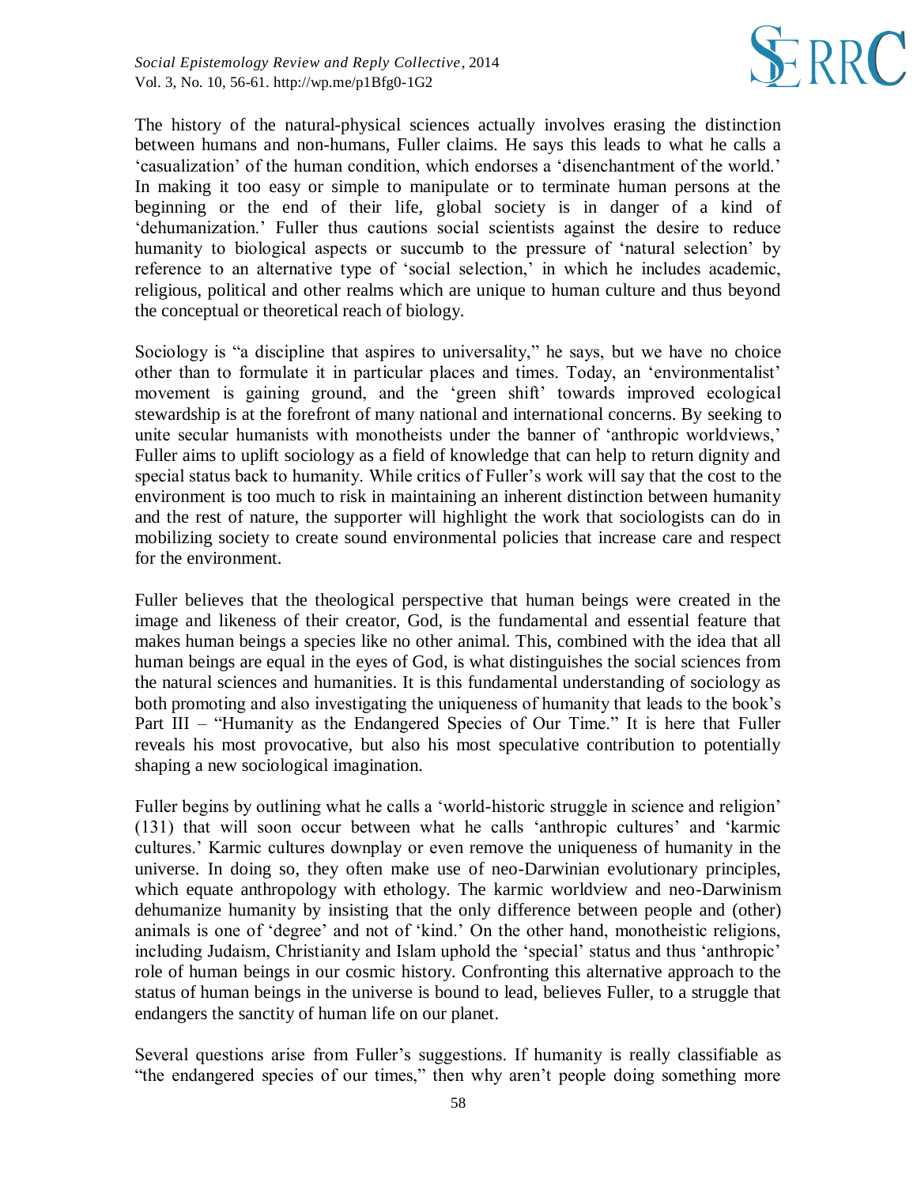The history of the natural-physical sciences actually involves erasing the distinction between humans and non-humans, Fuller claims. He says this leads to what he calls a 'casualization' of the human condition, which endorses a 'disenchantment of the world.' In making it too easy or simple to manipulate or to terminate human persons at the beginning or the end of their life, global society is in danger of a kind of 'dehumanization.' Fuller thus cautions social scientists against the desire to reduce humanity to biological aspects or succumb to the pressure of 'natural selection' by reference to an alternative type of 'social selection,' in which he includes academic, religious, political and other realms which are unique to human culture and thus beyond the conceptual or theoretical reach of biology.

Sociology is "a discipline that aspires to universality," he says, but we have no choice other than to formulate it in particular places and times. Today, an 'environmentalist' movement is gaining ground, and the 'green shift' towards improved ecological stewardship is at the forefront of many national and international concerns. By seeking to unite secular humanists with monotheists under the banner of 'anthropic worldviews,' Fuller aims to uplift sociology as a field of knowledge that can help to return dignity and special status back to humanity. While critics of Fuller's work will say that the cost to the environment is too much to risk in maintaining an inherent distinction between humanity and the rest of nature, the supporter will highlight the work that sociologists can do in mobilizing society to create sound environmental policies that increase care and respect for the environment.

Fuller believes that the theological perspective that human beings were created in the image and likeness of their creator, God, is the fundamental and essential feature that makes human beings a species like no other animal. This, combined with the idea that all human beings are equal in the eyes of God, is what distinguishes the social sciences from the natural sciences and humanities. It is this fundamental understanding of sociology as both promoting and also investigating the uniqueness of humanity that leads to the book's Part III – "Humanity as the Endangered Species of Our Time." It is here that Fuller reveals his most provocative, but also his most speculative contribution to potentially shaping a new sociological imagination.

Fuller begins by outlining what he calls a 'world-historic struggle in science and religion' (131) that will soon occur between what he calls 'anthropic cultures' and 'karmic cultures.' Karmic cultures downplay or even remove the uniqueness of humanity in the universe. In doing so, they often make use of neo-Darwinian evolutionary principles, which equate anthropology with ethology. The karmic worldview and neo-Darwinism dehumanize humanity by insisting that the only difference between people and (other) animals is one of 'degree' and not of 'kind.' On the other hand, monotheistic religions, including Judaism, Christianity and Islam uphold the 'special' status and thus 'anthropic' role of human beings in our cosmic history. Confronting this alternative approach to the status of human beings in the universe is bound to lead, believes Fuller, to a struggle that endangers the sanctity of human life on our planet.

Several questions arise from Fuller's suggestions. If humanity is really classifiable as "the endangered species of our times," then why aren't people doing something more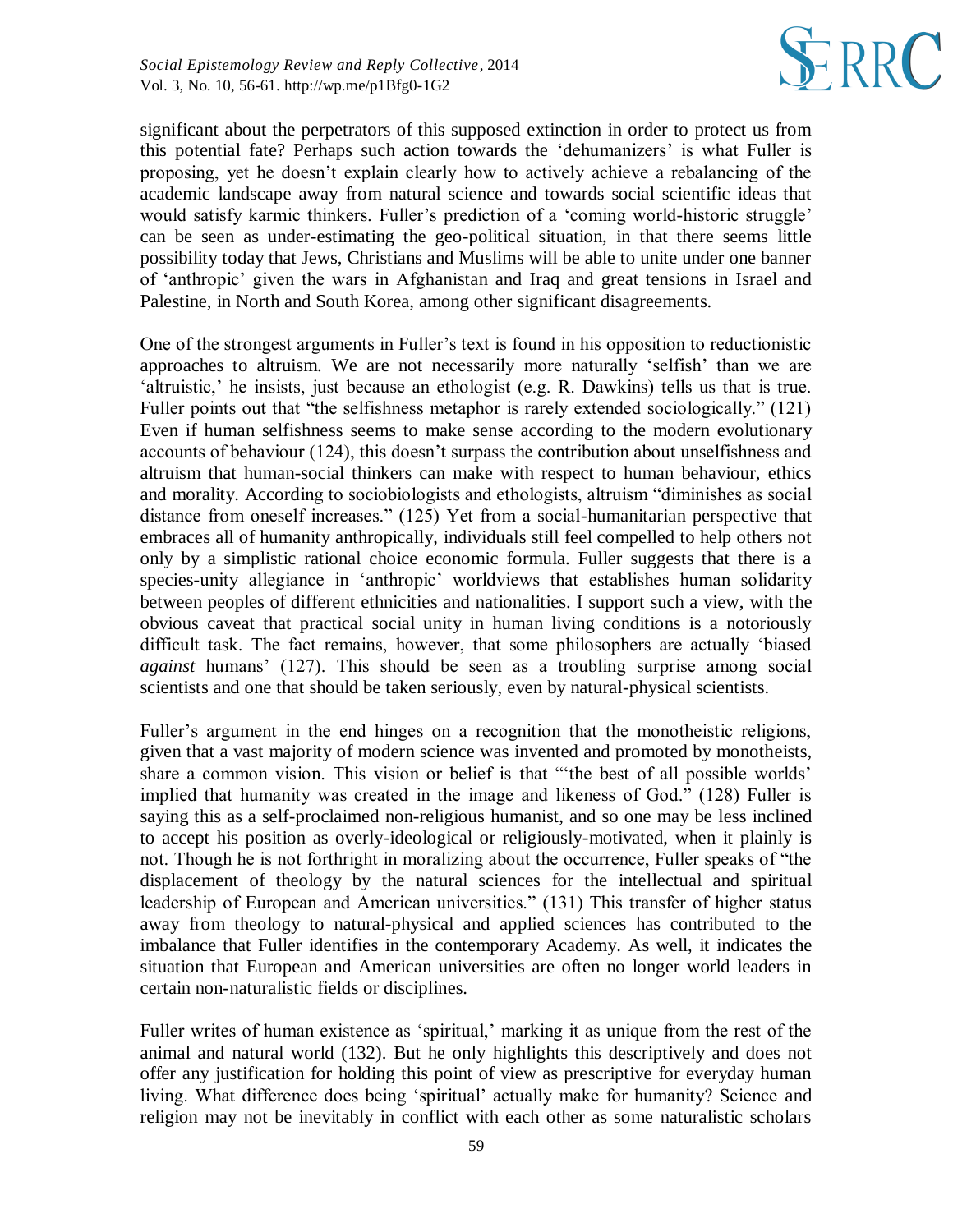significant about the perpetrators of this supposed extinction in order to protect us from this potential fate? Perhaps such action towards the 'dehumanizers' is what Fuller is proposing, yet he doesn't explain clearly how to actively achieve a rebalancing of the academic landscape away from natural science and towards social scientific ideas that would satisfy karmic thinkers. Fuller's prediction of a 'coming world-historic struggle' can be seen as under-estimating the geo-political situation, in that there seems little possibility today that Jews, Christians and Muslims will be able to unite under one banner of 'anthropic' given the wars in Afghanistan and Iraq and great tensions in Israel and Palestine, in North and South Korea, among other significant disagreements.

One of the strongest arguments in Fuller's text is found in his opposition to reductionistic approaches to altruism. We are not necessarily more naturally 'selfish' than we are 'altruistic,' he insists, just because an ethologist (e.g. R. Dawkins) tells us that is true. Fuller points out that "the selfishness metaphor is rarely extended sociologically." (121) Even if human selfishness seems to make sense according to the modern evolutionary accounts of behaviour (124), this doesn't surpass the contribution about unselfishness and altruism that human-social thinkers can make with respect to human behaviour, ethics and morality. According to sociobiologists and ethologists, altruism "diminishes as social distance from oneself increases." (125) Yet from a social-humanitarian perspective that embraces all of humanity anthropically, individuals still feel compelled to help others not only by a simplistic rational choice economic formula. Fuller suggests that there is a species-unity allegiance in 'anthropic' worldviews that establishes human solidarity between peoples of different ethnicities and nationalities. I support such a view, with the obvious caveat that practical social unity in human living conditions is a notoriously difficult task. The fact remains, however, that some philosophers are actually 'biased *against* humans' (127). This should be seen as a troubling surprise among social scientists and one that should be taken seriously, even by natural-physical scientists.

Fuller's argument in the end hinges on a recognition that the monotheistic religions, given that a vast majority of modern science was invented and promoted by monotheists, share a common vision. This vision or belief is that "'the best of all possible worlds' implied that humanity was created in the image and likeness of God." (128) Fuller is saying this as a self-proclaimed non-religious humanist, and so one may be less inclined to accept his position as overly-ideological or religiously-motivated, when it plainly is not. Though he is not forthright in moralizing about the occurrence, Fuller speaks of "the displacement of theology by the natural sciences for the intellectual and spiritual leadership of European and American universities." (131) This transfer of higher status away from theology to natural-physical and applied sciences has contributed to the imbalance that Fuller identifies in the contemporary Academy. As well, it indicates the situation that European and American universities are often no longer world leaders in certain non-naturalistic fields or disciplines.

Fuller writes of human existence as 'spiritual,' marking it as unique from the rest of the animal and natural world (132). But he only highlights this descriptively and does not offer any justification for holding this point of view as prescriptive for everyday human living. What difference does being 'spiritual' actually make for humanity? Science and religion may not be inevitably in conflict with each other as some naturalistic scholars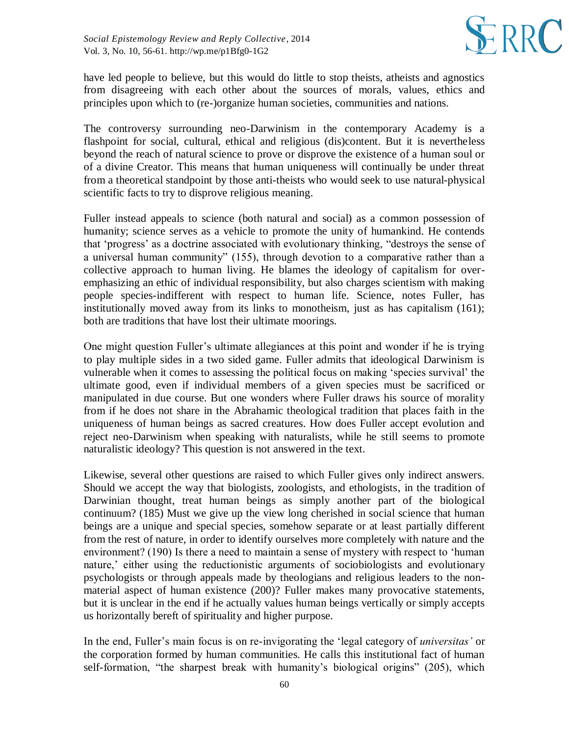have led people to believe, but this would do little to stop theists, atheists and agnostics from disagreeing with each other about the sources of morals, values, ethics and principles upon which to (re-)organize human societies, communities and nations.

The controversy surrounding neo-Darwinism in the contemporary Academy is a flashpoint for social, cultural, ethical and religious (dis)content. But it is nevertheless beyond the reach of natural science to prove or disprove the existence of a human soul or of a divine Creator. This means that human uniqueness will continually be under threat from a theoretical standpoint by those anti-theists who would seek to use natural-physical scientific facts to try to disprove religious meaning.

Fuller instead appeals to science (both natural and social) as a common possession of humanity; science serves as a vehicle to promote the unity of humankind. He contends that 'progress' as a doctrine associated with evolutionary thinking, "destroys the sense of a universal human community" (155), through devotion to a comparative rather than a collective approach to human living. He blames the ideology of capitalism for over-emphasizing an ethic of individual responsibility, but also charges scientism with making people species-indifferent with respect to human life. Science, notes Fuller, has institutionally moved away from its links to monotheism, just as has capitalism (161); both are traditions that have lost their ultimate moorings.

One might question Fuller's ultimate allegiances at this point and wonder if he is trying to play multiple sides in a two sided game. Fuller admits that ideological Darwinism is vulnerable when it comes to assessing the political focus on making 'species survival' the ultimate good, even if individual members of a given species must be sacrificed or manipulated in due course. But one wonders where Fuller draws his source of morality from if he does not share in the Abrahamic theological tradition that places faith in the uniqueness of human beings as sacred creatures. How does Fuller accept evolution and reject neo-Darwinism when speaking with naturalists, while he still seems to promote naturalistic ideology? This question is not answered in the text.

Likewise, several other questions are raised to which Fuller gives only indirect answers. Should we accept the way that biologists, zoologists, and ethologists, in the tradition of Darwinian thought, treat human beings as simply another part of the biological continuum? (185) Must we give up the view long cherished in social science that human beings are a unique and special species, somehow separate or at least partially different from the rest of nature, in order to identify ourselves more completely with nature and the environment? (190) Is there a need to maintain a sense of mystery with respect to 'human nature,' either using the reductionistic arguments of sociobiologists and evolutionary psychologists or through appeals made by theologians and religious leaders to the non-material aspect of human existence (200)? Fuller makes many provocative statements, but it is unclear in the end if he actually values human beings vertically or simply accepts us horizontally bereft of spirituality and higher purpose.

In the end, Fuller's main focus is on re-invigorating the 'legal category of *universitas'* or the corporation formed by human communities. He calls this institutional fact of human self-formation, "the sharpest break with humanity's biological origins" (205), which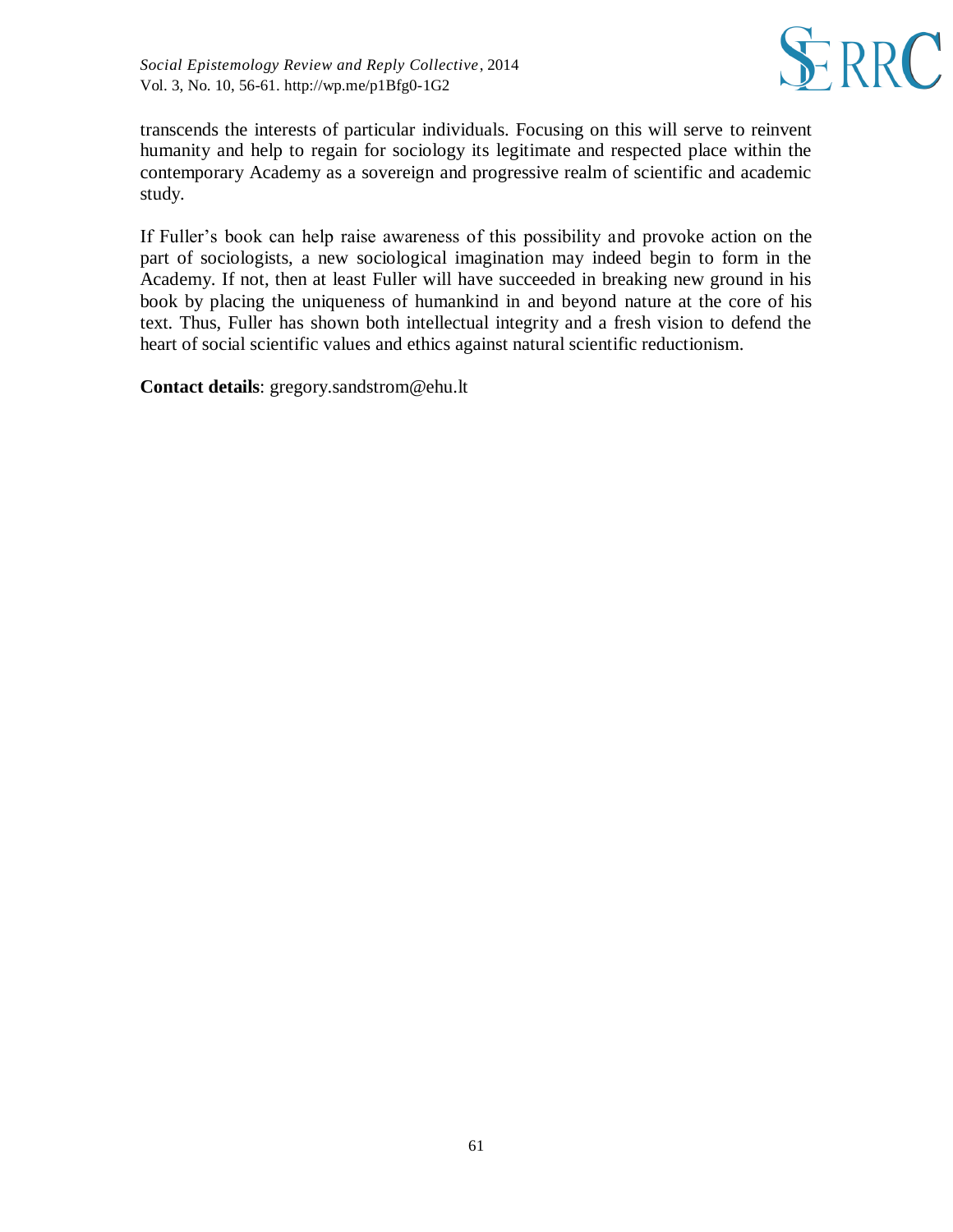transcends the interests of particular individuals. Focusing on this will serve to reinvent humanity and help to regain for sociology its legitimate and respected place within the contemporary Academy as a sovereign and progressive realm of scientific and academic study.

If Fuller's book can help raise awareness of this possibility and provoke action on the part of sociologists, a new sociological imagination may indeed begin to form in the Academy. If not, then at least Fuller will have succeeded in breaking new ground in his book by placing the uniqueness of humankind in and beyond nature at the core of his text. Thus, Fuller has shown both intellectual integrity and a fresh vision to defend the heart of social scientific values and ethics against natural scientific reductionism.

**Contact details**: gregory.sandstrom@ehu.lt